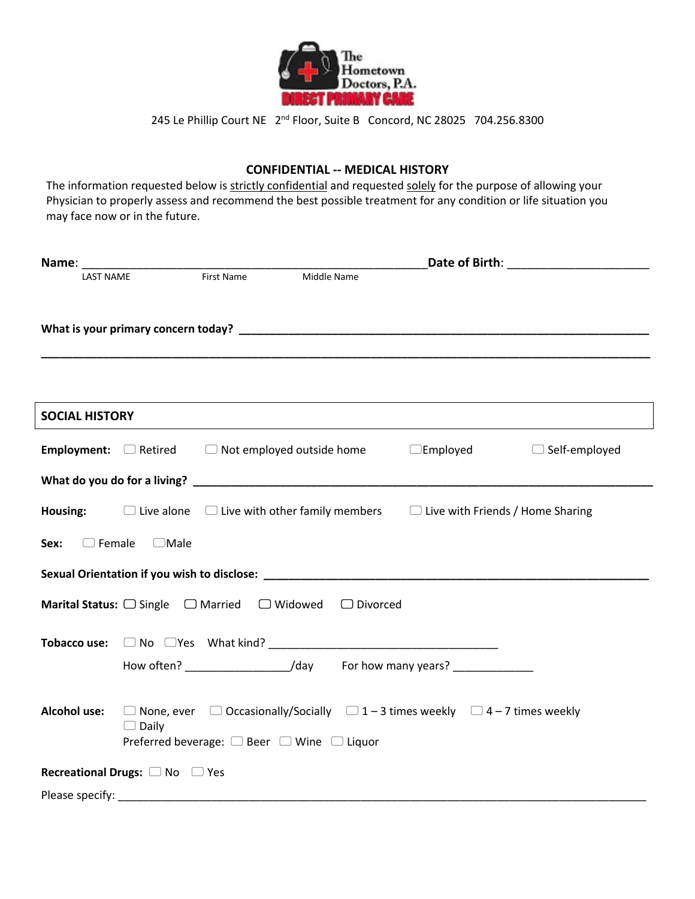The Hometown Doctors, P.A.
DIRECT PRIMARY CARE

245 Le Phillip Court NE 2nd Floor, Suite B Concord, NC 28025 704.256.8300

## CONFIDENTIAL -- MEDICAL HISTORY

The information requested below is strictly confidential and requested solely for the purpose of allowing your Physician to properly assess and recommend the best possible treatment for any condition or life situation you may face now or in the future.

**Name**: ______________________________________________________ **Date of Birth**: ______________________
LAST NAME First Name Middle Name

**What is your primary concern today?** ______________________________________________________________

_____________________________________________________________________________________________

## SOCIAL HISTORY

**Employment:** ☐ Retired ☐ Not employed outside home ☐ Employed ☐ Self-employed

**What do you do for a living?** ______________________________________________________________________

**Housing:** ☐ Live alone ☐ Live with other family members ☐ Live with Friends / Home Sharing

**Sex:** ☐ Female ☐ Male

**Sexual Orientation if you wish to disclose:** _____________________________________________________________

**Marital Status:** ☐ Single ☐ Married ☐ Widowed ☐ Divorced

**Tobacco use:** ☐ No ☐ Yes What kind? ____________________________________

How often? ________________/day For how many years? _____________

**Alcohol use:** ☐ None, ever ☐ Occasionally/Socially ☐ 1 – 3 times weekly ☐ 4 – 7 times weekly ☐ Daily

Preferred beverage: ☐ Beer ☐ Wine ☐ Liquor

**Recreational Drugs:** ☐ No ☐ Yes

Please specify: ____________________________________________________________________________________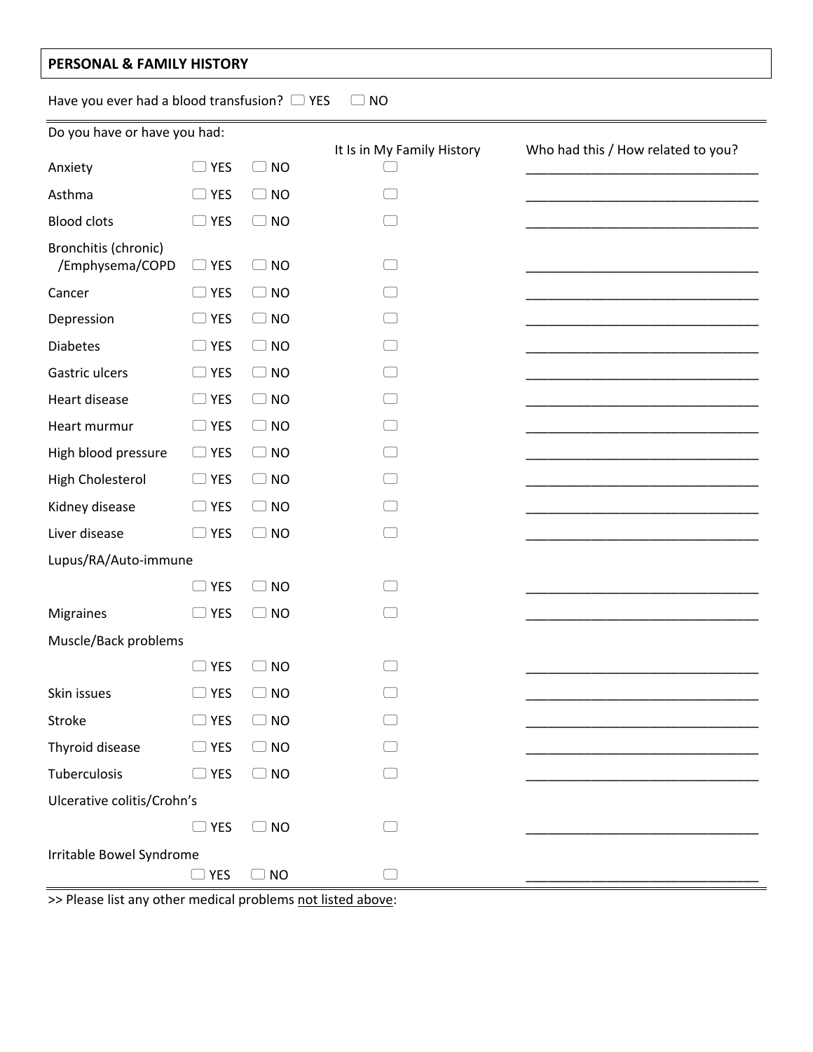## PERSONAL & FAMILY HISTORY

Have you ever had a blood transfusion? ☐ YES ☐ NO

| Do you have or have you had: | | | It Is in My Family History | Who had this / How related to you? |
|---|---|---|---|---|
| Anxiety | ☐ YES | ☐ NO | ☐ | ________________________________ |
| Asthma | ☐ YES | ☐ NO | ☐ | ________________________________ |
| Blood clots | ☐ YES | ☐ NO | ☐ | ________________________________ |
| Bronchitis (chronic) /Emphysema/COPD | ☐ YES | ☐ NO | ☐ | ________________________________ |
| Cancer | ☐ YES | ☐ NO | ☐ | ________________________________ |
| Depression | ☐ YES | ☐ NO | ☐ | ________________________________ |
| Diabetes | ☐ YES | ☐ NO | ☐ | ________________________________ |
| Gastric ulcers | ☐ YES | ☐ NO | ☐ | ________________________________ |
| Heart disease | ☐ YES | ☐ NO | ☐ | ________________________________ |
| Heart murmur | ☐ YES | ☐ NO | ☐ | ________________________________ |
| High blood pressure | ☐ YES | ☐ NO | ☐ | ________________________________ |
| High Cholesterol | ☐ YES | ☐ NO | ☐ | ________________________________ |
| Kidney disease | ☐ YES | ☐ NO | ☐ | ________________________________ |
| Liver disease | ☐ YES | ☐ NO | ☐ | ________________________________ |
| Lupus/RA/Auto-immune | ☐ YES | ☐ NO | ☐ | ________________________________ |
| Migraines | ☐ YES | ☐ NO | ☐ | ________________________________ |
| Muscle/Back problems | ☐ YES | ☐ NO | ☐ | ________________________________ |
| Skin issues | ☐ YES | ☐ NO | ☐ | ________________________________ |
| Stroke | ☐ YES | ☐ NO | ☐ | ________________________________ |
| Thyroid disease | ☐ YES | ☐ NO | ☐ | ________________________________ |
| Tuberculosis | ☐ YES | ☐ NO | ☐ | ________________________________ |
| Ulcerative colitis/Crohn's | ☐ YES | ☐ NO | ☐ | ________________________________ |
| Irritable Bowel Syndrome | ☐ YES | ☐ NO | ☐ | ________________________________ |

>> Please list any other medical problems <u>not listed above</u>: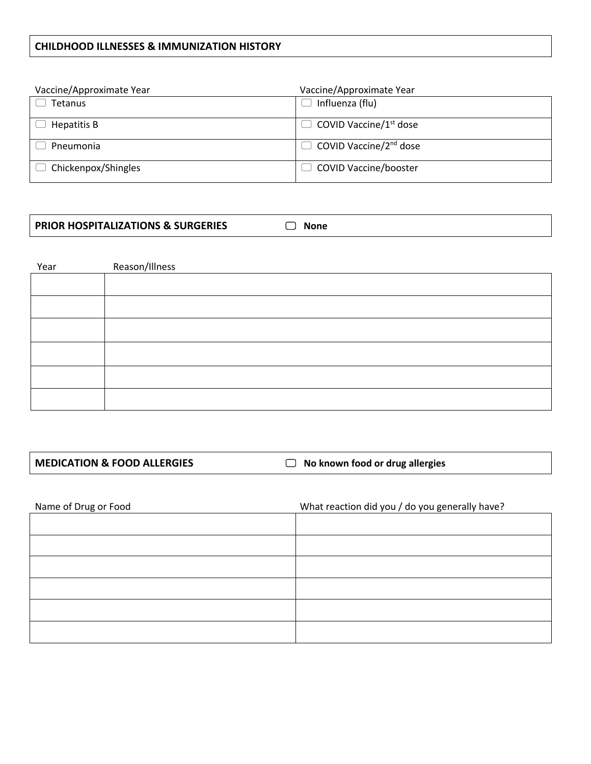## CHILDHOOD ILLNESSES & IMMUNIZATION HISTORY

| Vaccine/Approximate Year | Vaccine/Approximate Year |
|---|---|
| ☐ Tetanus | ☐ Influenza (flu) |
| ☐ Hepatitis B | ☐ COVID Vaccine/1st dose |
| ☐ Pneumonia | ☐ COVID Vaccine/2nd dose |
| ☐ Chickenpox/Shingles | ☐ COVID Vaccine/booster |

## PRIOR HOSPITALIZATIONS & SURGERIES ☐ None

| Year | Reason/Illness |
|---|---|
| | |
| | |
| | |
| | |
| | |
| | |

## MEDICATION & FOOD ALLERGIES ☐ No known food or drug allergies

| Name of Drug or Food | What reaction did you / do you generally have? |
|---|---|
| | |
| | |
| | |
| | |
| | |
| | |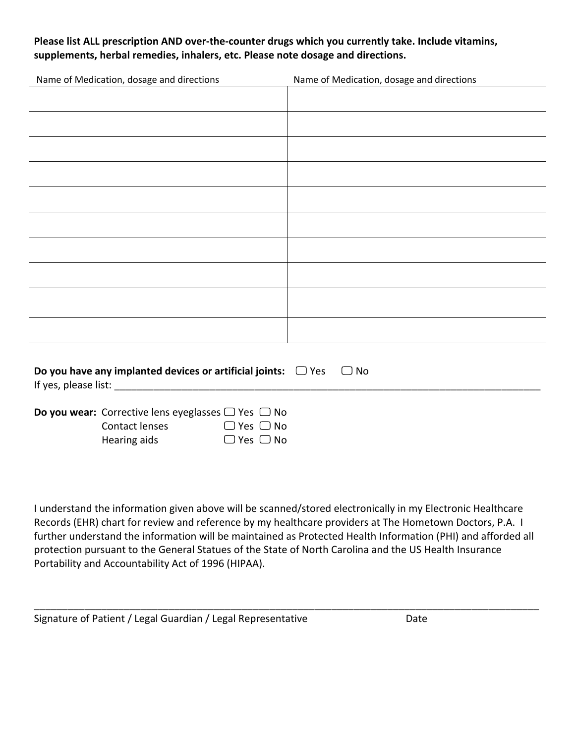**Please list ALL prescription AND over-the-counter drugs which you currently take. Include vitamins, supplements, herbal remedies, inhalers, etc. Please note dosage and directions.**

| Name of Medication, dosage and directions | Name of Medication, dosage and directions |
|---|---|
| | |
| | |
| | |
| | |
| | |
| | |
| | |
| | |
| | |
| | |

**Do you have any implanted devices or artificial joints:** ☐ Yes ☐ No

If yes, please list: ______________________________________________________________________________

**Do you wear:** Corrective lens eyeglasses ☐ Yes ☐ No

Contact lenses ☐ Yes ☐ No

Hearing aids ☐ Yes ☐ No

I understand the information given above will be scanned/stored electronically in my Electronic Healthcare Records (EHR) chart for review and reference by my healthcare providers at The Hometown Doctors, P.A. I further understand the information will be maintained as Protected Health Information (PHI) and afforded all protection pursuant to the General Statues of the State of North Carolina and the US Health Insurance Portability and Accountability Act of 1996 (HIPAA).

_____________________________________________________________________________________________

Signature of Patient / Legal Guardian / Legal Representative                    Date